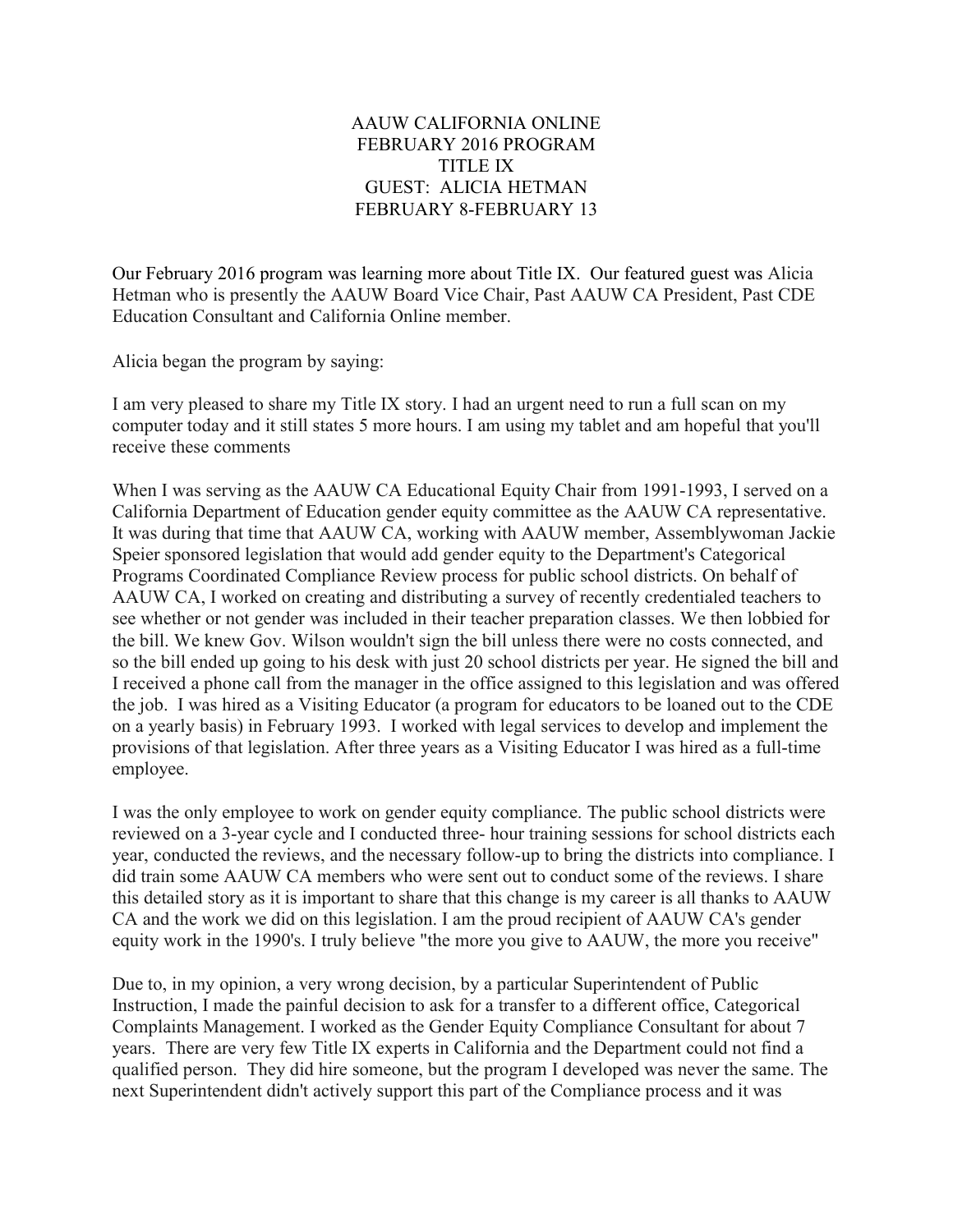# AAUW CALIFORNIA ONLINE
# FEBRUARY 2016 PROGRAM
# TITLE IX
# GUEST: ALICIA HETMAN
# FEBRUARY 8-FEBRUARY 13

Our February 2016 program was learning more about Title IX. Our featured guest was Alicia Hetman who is presently the AAUW Board Vice Chair, Past AAUW CA President, Past CDE Education Consultant and California Online member.

Alicia began the program by saying:

I am very pleased to share my Title IX story. I had an urgent need to run a full scan on my computer today and it still states 5 more hours. I am using my tablet and am hopeful that you'll receive these comments

When I was serving as the AAUW CA Educational Equity Chair from 1991-1993, I served on a California Department of Education gender equity committee as the AAUW CA representative. It was during that time that AAUW CA, working with AAUW member, Assemblywoman Jackie Speier sponsored legislation that would add gender equity to the Department's Categorical Programs Coordinated Compliance Review process for public school districts. On behalf of AAUW CA, I worked on creating and distributing a survey of recently credentialed teachers to see whether or not gender was included in their teacher preparation classes. We then lobbied for the bill. We knew Gov. Wilson wouldn't sign the bill unless there were no costs connected, and so the bill ended up going to his desk with just 20 school districts per year. He signed the bill and I received a phone call from the manager in the office assigned to this legislation and was offered the job. I was hired as a Visiting Educator (a program for educators to be loaned out to the CDE on a yearly basis) in February 1993. I worked with legal services to develop and implement the provisions of that legislation. After three years as a Visiting Educator I was hired as a full-time employee.

I was the only employee to work on gender equity compliance. The public school districts were reviewed on a 3-year cycle and I conducted three- hour training sessions for school districts each year, conducted the reviews, and the necessary follow-up to bring the districts into compliance. I did train some AAUW CA members who were sent out to conduct some of the reviews. I share this detailed story as it is important to share that this change is my career is all thanks to AAUW CA and the work we did on this legislation. I am the proud recipient of AAUW CA's gender equity work in the 1990's. I truly believe "the more you give to AAUW, the more you receive"

Due to, in my opinion, a very wrong decision, by a particular Superintendent of Public Instruction, I made the painful decision to ask for a transfer to a different office, Categorical Complaints Management. I worked as the Gender Equity Compliance Consultant for about 7 years. There are very few Title IX experts in California and the Department could not find a qualified person. They did hire someone, but the program I developed was never the same. The next Superintendent didn't actively support this part of the Compliance process and it was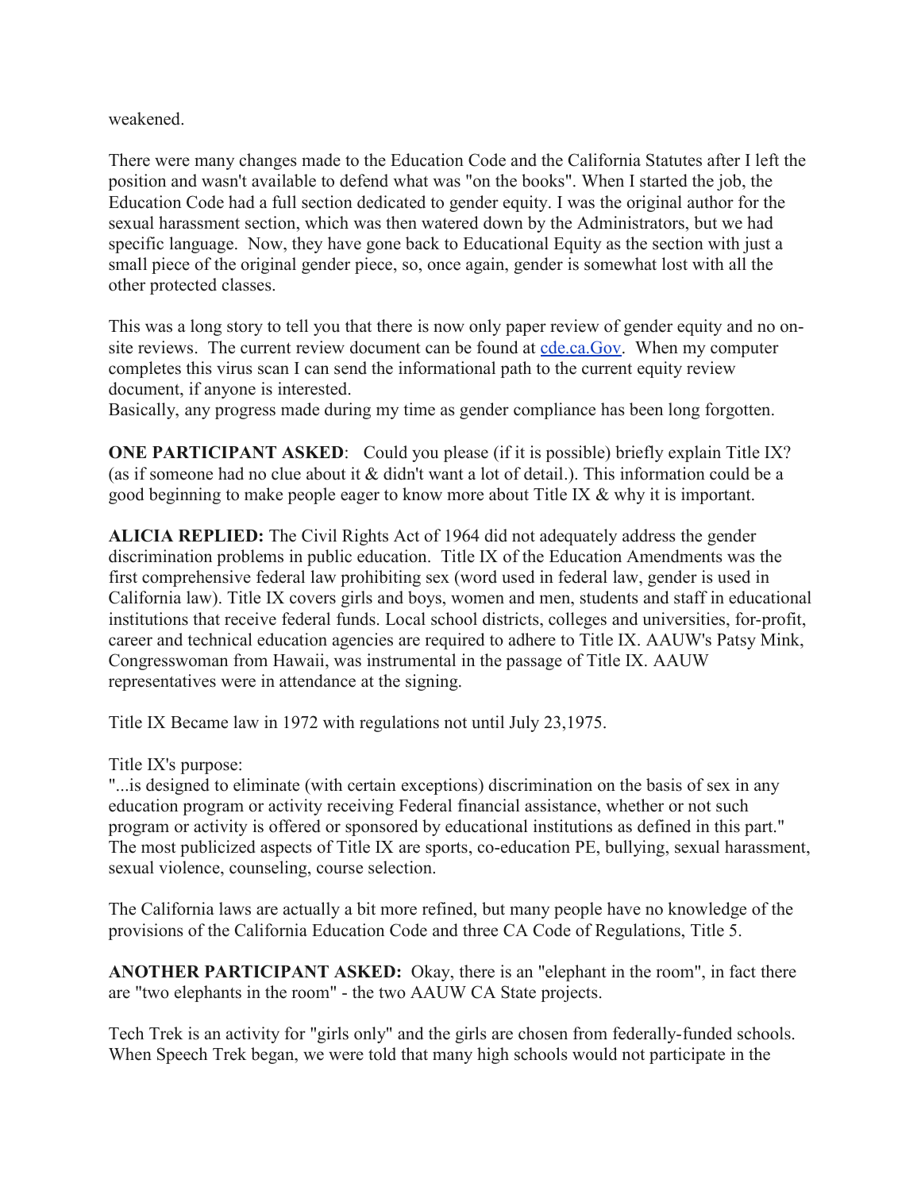weakened.

There were many changes made to the Education Code and the California Statutes after I left the position and wasn't available to defend what was "on the books". When I started the job, the Education Code had a full section dedicated to gender equity. I was the original author for the sexual harassment section, which was then watered down by the Administrators, but we had specific language. Now, they have gone back to Educational Equity as the section with just a small piece of the original gender piece, so, once again, gender is somewhat lost with all the other protected classes.

This was a long story to tell you that there is now only paper review of gender equity and no on-site reviews. The current review document can be found at [cde.ca.Gov](cde.ca.Gov). When my computer completes this virus scan I can send the informational path to the current equity review document, if anyone is interested.
Basically, any progress made during my time as gender compliance has been long forgotten.

**ONE PARTICIPANT ASKED**: Could you please (if it is possible) briefly explain Title IX? (as if someone had no clue about it & didn't want a lot of detail.). This information could be a good beginning to make people eager to know more about Title IX & why it is important.

**ALICIA REPLIED:** The Civil Rights Act of 1964 did not adequately address the gender discrimination problems in public education. Title IX of the Education Amendments was the first comprehensive federal law prohibiting sex (word used in federal law, gender is used in California law). Title IX covers girls and boys, women and men, students and staff in educational institutions that receive federal funds. Local school districts, colleges and universities, for-profit, career and technical education agencies are required to adhere to Title IX. AAUW's Patsy Mink, Congresswoman from Hawaii, was instrumental in the passage of Title IX. AAUW representatives were in attendance at the signing.

Title IX Became law in 1972 with regulations not until July 23,1975.

Title IX's purpose:
"...is designed to eliminate (with certain exceptions) discrimination on the basis of sex in any education program or activity receiving Federal financial assistance, whether or not such program or activity is offered or sponsored by educational institutions as defined in this part."
The most publicized aspects of Title IX are sports, co-education PE, bullying, sexual harassment, sexual violence, counseling, course selection.

The California laws are actually a bit more refined, but many people have no knowledge of the provisions of the California Education Code and three CA Code of Regulations, Title 5.

**ANOTHER PARTICIPANT ASKED:** Okay, there is an "elephant in the room", in fact there are "two elephants in the room" - the two AAUW CA State projects.

Tech Trek is an activity for "girls only" and the girls are chosen from federally-funded schools. When Speech Trek began, we were told that many high schools would not participate in the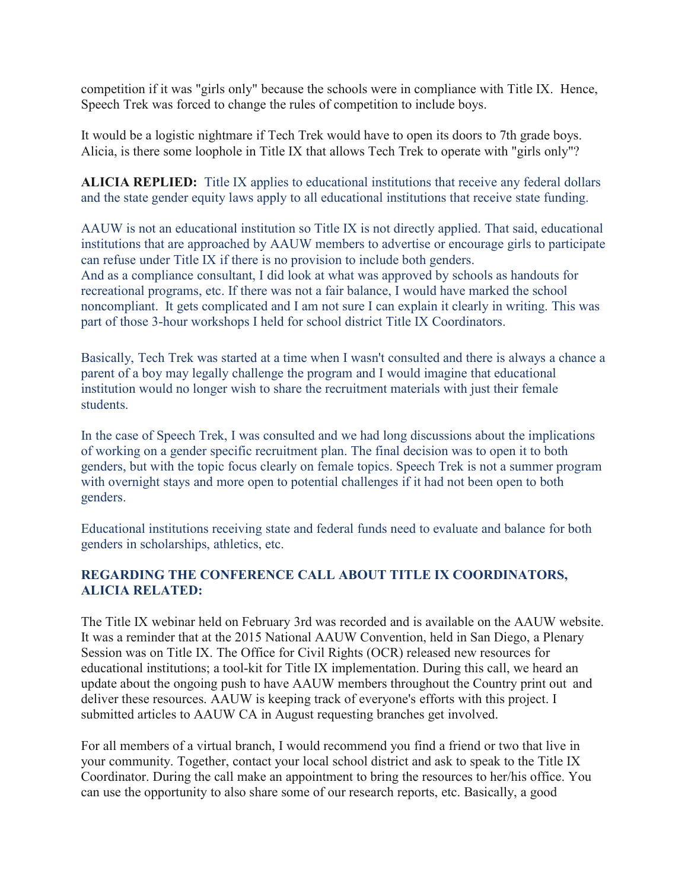competition if it was "girls only" because the schools were in compliance with Title IX. Hence, Speech Trek was forced to change the rules of competition to include boys.

It would be a logistic nightmare if Tech Trek would have to open its doors to 7th grade boys. Alicia, is there some loophole in Title IX that allows Tech Trek to operate with "girls only"?

**ALICIA REPLIED:** Title IX applies to educational institutions that receive any federal dollars and the state gender equity laws apply to all educational institutions that receive state funding.

AAUW is not an educational institution so Title IX is not directly applied. That said, educational institutions that are approached by AAUW members to advertise or encourage girls to participate can refuse under Title IX if there is no provision to include both genders.
And as a compliance consultant, I did look at what was approved by schools as handouts for recreational programs, etc. If there was not a fair balance, I would have marked the school noncompliant. It gets complicated and I am not sure I can explain it clearly in writing. This was part of those 3-hour workshops I held for school district Title IX Coordinators.

Basically, Tech Trek was started at a time when I wasn't consulted and there is always a chance a parent of a boy may legally challenge the program and I would imagine that educational institution would no longer wish to share the recruitment materials with just their female students.

In the case of Speech Trek, I was consulted and we had long discussions about the implications of working on a gender specific recruitment plan. The final decision was to open it to both genders, but with the topic focus clearly on female topics. Speech Trek is not a summer program with overnight stays and more open to potential challenges if it had not been open to both genders.

Educational institutions receiving state and federal funds need to evaluate and balance for both genders in scholarships, athletics, etc.

**REGARDING THE CONFERENCE CALL ABOUT TITLE IX COORDINATORS, ALICIA RELATED:**

The Title IX webinar held on February 3rd was recorded and is available on the AAUW website. It was a reminder that at the 2015 National AAUW Convention, held in San Diego, a Plenary Session was on Title IX. The Office for Civil Rights (OCR) released new resources for educational institutions; a tool-kit for Title IX implementation. During this call, we heard an update about the ongoing push to have AAUW members throughout the Country print out and deliver these resources. AAUW is keeping track of everyone's efforts with this project. I submitted articles to AAUW CA in August requesting branches get involved.

For all members of a virtual branch, I would recommend you find a friend or two that live in your community. Together, contact your local school district and ask to speak to the Title IX Coordinator. During the call make an appointment to bring the resources to her/his office. You can use the opportunity to also share some of our research reports, etc. Basically, a good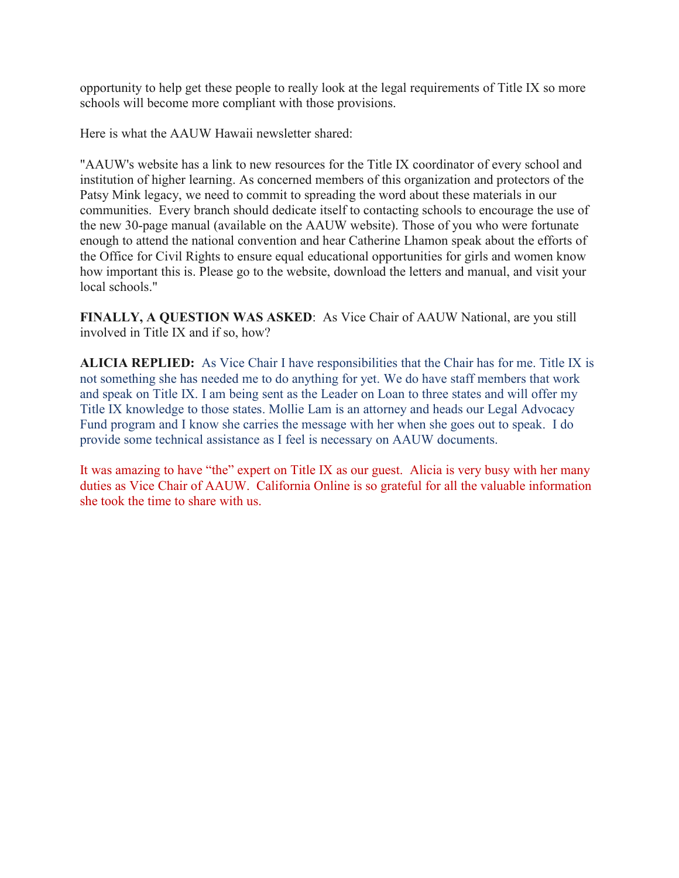opportunity to help get these people to really look at the legal requirements of Title IX so more schools will become more compliant with those provisions.

Here is what the AAUW Hawaii newsletter shared:

"AAUW's website has a link to new resources for the Title IX coordinator of every school and institution of higher learning. As concerned members of this organization and protectors of the Patsy Mink legacy, we need to commit to spreading the word about these materials in our communities. Every branch should dedicate itself to contacting schools to encourage the use of the new 30-page manual (available on the AAUW website). Those of you who were fortunate enough to attend the national convention and hear Catherine Lhamon speak about the efforts of the Office for Civil Rights to ensure equal educational opportunities for girls and women know how important this is. Please go to the website, download the letters and manual, and visit your local schools."

**FINALLY, A QUESTION WAS ASKED**: As Vice Chair of AAUW National, are you still involved in Title IX and if so, how?

**ALICIA REPLIED:** As Vice Chair I have responsibilities that the Chair has for me. Title IX is not something she has needed me to do anything for yet. We do have staff members that work and speak on Title IX. I am being sent as the Leader on Loan to three states and will offer my Title IX knowledge to those states. Mollie Lam is an attorney and heads our Legal Advocacy Fund program and I know she carries the message with her when she goes out to speak. I do provide some technical assistance as I feel is necessary on AAUW documents.

It was amazing to have “the” expert on Title IX as our guest. Alicia is very busy with her many duties as Vice Chair of AAUW. California Online is so grateful for all the valuable information she took the time to share with us.